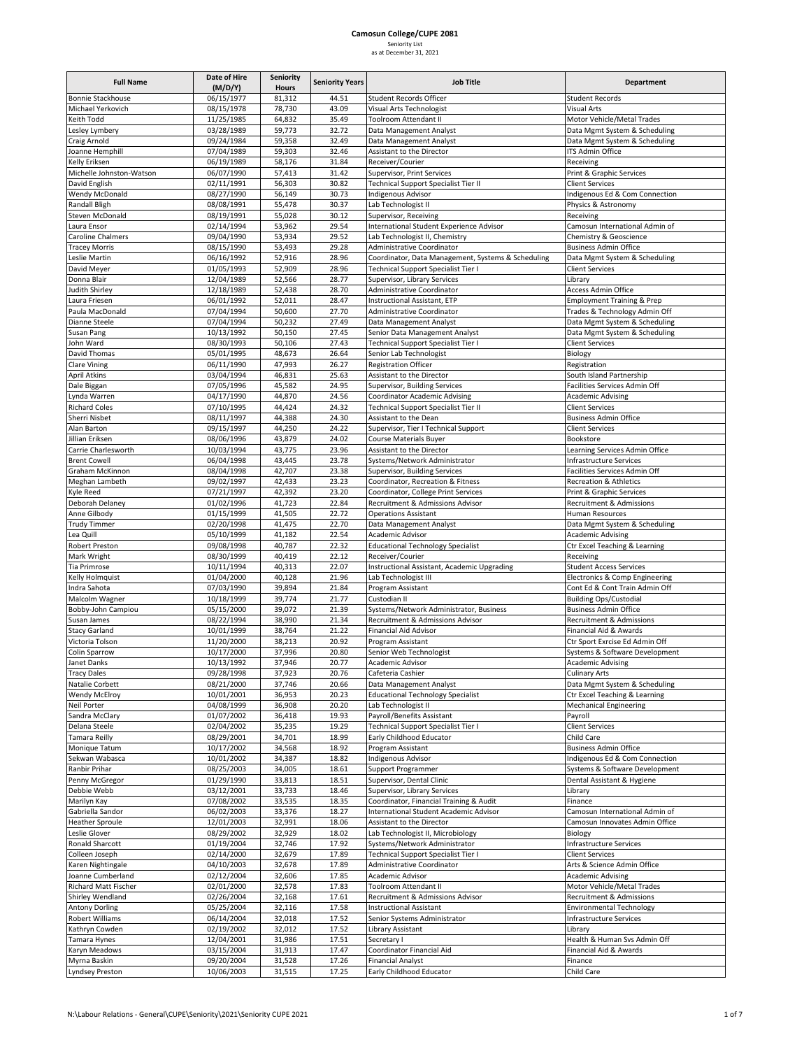# Camosun College/CUPE 2081

Seniority List
as at December 31, 2021

| Full Name | Date of Hire (M/D/Y) | Seniority Hours | Seniority Years | Job Title | Department |
|---|---|---|---|---|---|
| Bonnie Stackhouse | 06/15/1977 | 81,312 | 44.51 | Student Records Officer | Student Records |
| Michael Yerkovich | 08/15/1978 | 78,730 | 43.09 | Visual Arts Technologist | Visual Arts |
| Keith Todd | 11/25/1985 | 64,832 | 35.49 | Toolroom Attendant II | Motor Vehicle/Metal Trades |
| Lesley Lymbery | 03/28/1989 | 59,773 | 32.72 | Data Management Analyst | Data Mgmt System & Scheduling |
| Craig Arnold | 09/24/1984 | 59,358 | 32.49 | Data Management Analyst | Data Mgmt System & Scheduling |
| Joanne Hemphill | 07/04/1989 | 59,303 | 32.46 | Assistant to the Director | ITS Admin Office |
| Kelly Eriksen | 06/19/1989 | 58,176 | 31.84 | Receiver/Courier | Receiving |
| Michelle Johnston-Watson | 06/07/1990 | 57,413 | 31.42 | Supervisor, Print Services | Print & Graphic Services |
| David English | 02/11/1991 | 56,303 | 30.82 | Technical Support Specialist Tier II | Client Services |
| Wendy McDonald | 08/27/1990 | 56,149 | 30.73 | Indigenous Advisor | Indigenous Ed & Com Connection |
| Randall Bligh | 08/08/1991 | 55,478 | 30.37 | Lab Technologist II | Physics & Astronomy |
| Steven McDonald | 08/19/1991 | 55,028 | 30.12 | Supervisor, Receiving | Receiving |
| Laura Ensor | 02/14/1994 | 53,962 | 29.54 | International Student Experience Advisor | Camosun International Admin of |
| Caroline Chalmers | 09/04/1990 | 53,934 | 29.52 | Lab Technologist II, Chemistry | Chemistry & Geoscience |
| Tracey Morris | 08/15/1990 | 53,493 | 29.28 | Administrative Coordinator | Business Admin Office |
| Leslie Martin | 06/16/1992 | 52,916 | 28.96 | Coordinator, Data Management, Systems & Scheduling | Data Mgmt System & Scheduling |
| David Meyer | 01/05/1993 | 52,909 | 28.96 | Technical Support Specialist Tier I | Client Services |
| Donna Blair | 12/04/1989 | 52,566 | 28.77 | Supervisor, Library Services | Library |
| Judith Shirley | 12/18/1989 | 52,438 | 28.70 | Administrative Coordinator | Access Admin Office |
| Laura Friesen | 06/01/1992 | 52,011 | 28.47 | Instructional Assistant, ETP | Employment Training & Prep |
| Paula MacDonald | 07/04/1994 | 50,600 | 27.70 | Administrative Coordinator | Trades & Technology Admin Off |
| Dianne Steele | 07/04/1994 | 50,232 | 27.49 | Data Management Analyst | Data Mgmt System & Scheduling |
| Susan Pang | 10/13/1992 | 50,150 | 27.45 | Senior Data Management Analyst | Data Mgmt System & Scheduling |
| John Ward | 08/30/1993 | 50,106 | 27.43 | Technical Support Specialist Tier I | Client Services |
| David Thomas | 05/01/1995 | 48,673 | 26.64 | Senior Lab Technologist | Biology |
| Clare Vining | 06/11/1990 | 47,993 | 26.27 | Registration Officer | Registration |
| April Atkins | 03/04/1994 | 46,831 | 25.63 | Assistant to the Director | South Island Partnership |
| Dale Biggan | 07/05/1996 | 45,582 | 24.95 | Supervisor, Building Services | Facilities Services Admin Off |
| Lynda Warren | 04/17/1990 | 44,870 | 24.56 | Coordinator Academic Advising | Academic Advising |
| Richard Coles | 07/10/1995 | 44,424 | 24.32 | Technical Support Specialist Tier II | Client Services |
| Sherri Nisbet | 08/11/1997 | 44,388 | 24.30 | Assistant to the Dean | Business Admin Office |
| Alan Barton | 09/15/1997 | 44,250 | 24.22 | Supervisor, Tier I Technical Support | Client Services |
| Jillian Eriksen | 08/06/1996 | 43,879 | 24.02 | Course Materials Buyer | Bookstore |
| Carrie Charlesworth | 10/03/1994 | 43,775 | 23.96 | Assistant to the Director | Learning Services Admin Office |
| Brent Cowell | 06/04/1998 | 43,445 | 23.78 | Systems/Network Administrator | Infrastructure Services |
| Graham McKinnon | 08/04/1998 | 42,707 | 23.38 | Supervisor, Building Services | Facilities Services Admin Off |
| Meghan Lambeth | 09/02/1997 | 42,433 | 23.23 | Coordinator, Recreation & Fitness | Recreation & Athletics |
| Kyle Reed | 07/21/1997 | 42,392 | 23.20 | Coordinator, College Print Services | Print & Graphic Services |
| Deborah Delaney | 01/02/1996 | 41,723 | 22.84 | Recruitment & Admissions Advisor | Recruitment & Admissions |
| Anne Gilbody | 01/15/1999 | 41,505 | 22.72 | Operations Assistant | Human Resources |
| Trudy Timmer | 02/20/1998 | 41,475 | 22.70 | Data Management Analyst | Data Mgmt System & Scheduling |
| Lea Quill | 05/10/1999 | 41,182 | 22.54 | Academic Advisor | Academic Advising |
| Robert Preston | 09/08/1998 | 40,787 | 22.32 | Educational Technology Specialist | Ctr Excel Teaching & Learning |
| Mark Wright | 08/30/1999 | 40,419 | 22.12 | Receiver/Courier | Receiving |
| Tia Primrose | 10/11/1994 | 40,313 | 22.07 | Instructional Assistant, Academic Upgrading | Student Access Services |
| Kelly Holmquist | 01/04/2000 | 40,128 | 21.96 | Lab Technologist III | Electronics & Comp Engineering |
| Indra Sahota | 07/03/1990 | 39,894 | 21.84 | Program Assistant | Cont Ed & Cont Train Admin Off |
| Malcolm Wagner | 10/18/1999 | 39,774 | 21.77 | Custodian II | Building Ops/Custodial |
| Bobby-John Campiou | 05/15/2000 | 39,072 | 21.39 | Systems/Network Administrator, Business | Business Admin Office |
| Susan James | 08/22/1994 | 38,990 | 21.34 | Recruitment & Admissions Advisor | Recruitment & Admissions |
| Stacy Garland | 10/01/1999 | 38,764 | 21.22 | Financial Aid Advisor | Financial Aid & Awards |
| Victoria Tolson | 11/20/2000 | 38,213 | 20.92 | Program Assistant | Ctr Sport Exrcise Ed Admin Off |
| Colin Sparrow | 10/17/2000 | 37,996 | 20.80 | Senior Web Technologist | Systems & Software Development |
| Janet Danks | 10/13/1992 | 37,946 | 20.77 | Academic Advisor | Academic Advising |
| Tracy Dales | 09/28/1998 | 37,923 | 20.76 | Cafeteria Cashier | Culinary Arts |
| Natalie Corbett | 08/21/2000 | 37,746 | 20.66 | Data Management Analyst | Data Mgmt System & Scheduling |
| Wendy McElroy | 10/01/2001 | 36,953 | 20.23 | Educational Technology Specialist | Ctr Excel Teaching & Learning |
| Neil Porter | 04/08/1999 | 36,908 | 20.20 | Lab Technologist II | Mechanical Engineering |
| Sandra McClary | 01/07/2002 | 36,418 | 19.93 | Payroll/Benefits Assistant | Payroll |
| Delana Steele | 02/04/2002 | 35,235 | 19.29 | Technical Support Specialist Tier I | Client Services |
| Tamara Reilly | 08/29/2001 | 34,701 | 18.99 | Early Childhood Educator | Child Care |
| Monique Tatum | 10/17/2002 | 34,568 | 18.92 | Program Assistant | Business Admin Office |
| Sekwan Wabasca | 10/01/2002 | 34,387 | 18.82 | Indigenous Advisor | Indigenous Ed & Com Connection |
| Ranbir Prihar | 08/25/2003 | 34,005 | 18.61 | Support Programmer | Systems & Software Development |
| Penny McGregor | 01/29/1990 | 33,813 | 18.51 | Supervisor, Dental Clinic | Dental Assistant & Hygiene |
| Debbie Webb | 03/12/2001 | 33,733 | 18.46 | Supervisor, Library Services | Library |
| Marilyn Kay | 07/08/2002 | 33,535 | 18.35 | Coordinator, Financial Training & Audit | Finance |
| Gabriella Sandor | 06/02/2003 | 33,376 | 18.27 | International Student Academic Advisor | Camosun International Admin of |
| Heather Sproule | 12/01/2003 | 32,991 | 18.06 | Assistant to the Director | Camosun Innovates Admin Office |
| Leslie Glover | 08/29/2002 | 32,929 | 18.02 | Lab Technologist II, Microbiology | Biology |
| Ronald Sharcott | 01/19/2004 | 32,746 | 17.92 | Systems/Network Administrator | Infrastructure Services |
| Colleen Joseph | 02/14/2000 | 32,679 | 17.89 | Technical Support Specialist Tier I | Client Services |
| Karen Nightingale | 04/10/2003 | 32,678 | 17.89 | Administrative Coordinator | Arts & Science Admin Office |
| Joanne Cumberland | 02/12/2004 | 32,606 | 17.85 | Academic Advisor | Academic Advising |
| Richard Matt Fischer | 02/01/2000 | 32,578 | 17.83 | Toolroom Attendant II | Motor Vehicle/Metal Trades |
| Shirley Wendland | 02/26/2004 | 32,168 | 17.61 | Recruitment & Admissions Advisor | Recruitment & Admissions |
| Antony Dorling | 05/25/2004 | 32,116 | 17.58 | Instructional Assistant | Environmental Technology |
| Robert Williams | 06/14/2004 | 32,018 | 17.52 | Senior Systems Administrator | Infrastructure Services |
| Kathryn Cowden | 02/19/2002 | 32,012 | 17.52 | Library Assistant | Library |
| Tamara Hynes | 12/04/2001 | 31,986 | 17.51 | Secretary I | Health & Human Svs Admin Off |
| Karyn Meadows | 03/15/2004 | 31,913 | 17.47 | Coordinator Financial Aid | Financial Aid & Awards |
| Myrna Baskin | 09/20/2004 | 31,528 | 17.26 | Financial Analyst | Finance |
| Lyndsey Preston | 10/06/2003 | 31,515 | 17.25 | Early Childhood Educator | Child Care |

N:\Labour Relations - General\CUPE\Seniority\2021\Seniority CUPE 2021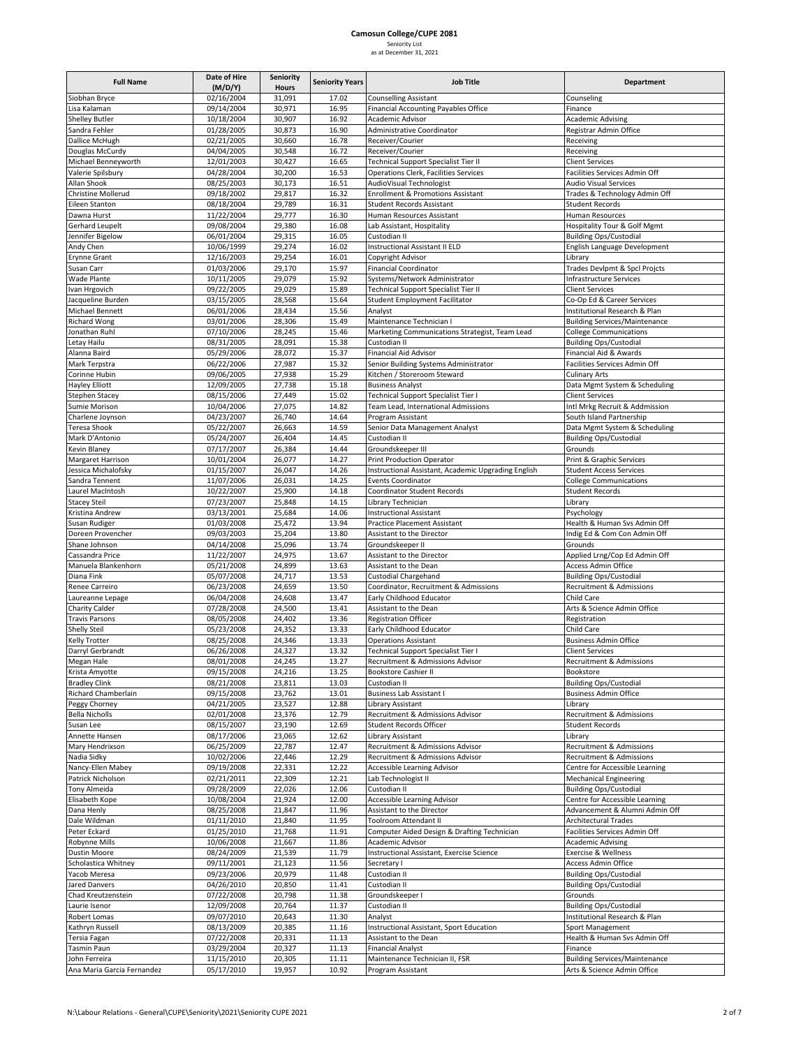# Camosun College/CUPE 2081

Seniority List
as at December 31, 2021

| Full Name | Date of Hire (M/D/Y) | Seniority Hours | Seniority Years | Job Title | Department |
|---|---|---|---|---|---|
| Siobhan Bryce | 02/16/2004 | 31,091 | 17.02 | Counselling Assistant | Counseling |
| Lisa Kalaman | 09/14/2004 | 30,971 | 16.95 | Financial Accounting Payables Office | Finance |
| Shelley Butler | 10/18/2004 | 30,907 | 16.92 | Academic Advisor | Academic Advising |
| Sandra Fehler | 01/28/2005 | 30,873 | 16.90 | Administrative Coordinator | Registrar Admin Office |
| Dallice McHugh | 02/21/2005 | 30,660 | 16.78 | Receiver/Courier | Receiving |
| Douglas McCurdy | 04/04/2005 | 30,548 | 16.72 | Receiver/Courier | Receiving |
| Michael Benneyworth | 12/01/2003 | 30,427 | 16.65 | Technical Support Specialist Tier II | Client Services |
| Valerie Spilsbury | 04/28/2004 | 30,200 | 16.53 | Operations Clerk, Facilities Services | Facilities Services Admin Off |
| Allan Shook | 08/25/2003 | 30,173 | 16.51 | AudioVisual Technologist | Audio Visual Services |
| Christine Mollerud | 09/18/2002 | 29,817 | 16.32 | Enrollment & Promotions Assistant | Trades & Technology Admin Off |
| Eileen Stanton | 08/18/2004 | 29,789 | 16.31 | Student Records Assistant | Student Records |
| Dawna Hurst | 11/22/2004 | 29,777 | 16.30 | Human Resources Assistant | Human Resources |
| Gerhard Leupelt | 09/08/2004 | 29,380 | 16.08 | Lab Assistant, Hospitality | Hospitality Tour & Golf Mgmt |
| Jennifer Bigelow | 06/01/2004 | 29,315 | 16.05 | Custodian II | Building Ops/Custodial |
| Andy Chen | 10/06/1999 | 29,274 | 16.02 | Instructional Assistant II ELD | English Language Development |
| Erynne Grant | 12/16/2003 | 29,254 | 16.01 | Copyright Advisor | Library |
| Susan Carr | 01/03/2006 | 29,170 | 15.97 | Financial Coordinator | Trades Devlpmt & Spcl Projcts |
| Wade Plante | 10/11/2005 | 29,079 | 15.92 | Systems/Network Administrator | Infrastructure Services |
| Ivan Hrgovich | 09/22/2005 | 29,029 | 15.89 | Technical Support Specialist Tier II | Client Services |
| Jacqueline Burden | 03/15/2005 | 28,568 | 15.64 | Student Employment Facilitator | Co-Op Ed & Career Services |
| Michael Bennett | 06/01/2006 | 28,434 | 15.56 | Analyst | Institutional Research & Plan |
| Richard Wong | 03/01/2006 | 28,306 | 15.49 | Maintenance Technician I | Building Services/Maintenance |
| Jonathan Ruhl | 07/10/2006 | 28,245 | 15.46 | Marketing Communications Strategist, Team Lead | College Communications |
| Letay Hailu | 08/31/2005 | 28,091 | 15.38 | Custodian II | Building Ops/Custodial |
| Alanna Baird | 05/29/2006 | 28,072 | 15.37 | Financial Aid Advisor | Financial Aid & Awards |
| Mark Terpstra | 06/22/2006 | 27,987 | 15.32 | Senior Building Systems Administrator | Facilities Services Admin Off |
| Corinne Hubin | 09/06/2005 | 27,938 | 15.29 | Kitchen / Storeroom Steward | Culinary Arts |
| Hayley Elliott | 12/09/2005 | 27,738 | 15.18 | Business Analyst | Data Mgmt System & Scheduling |
| Stephen Stacey | 08/15/2006 | 27,449 | 15.02 | Technical Support Specialist Tier I | Client Services |
| Sumie Morison | 10/04/2006 | 27,075 | 14.82 | Team Lead, International Admissions | Intl Mrkg Recruit & Addmission |
| Charlene Joynson | 04/23/2007 | 26,740 | 14.64 | Program Assistant | South Island Partnership |
| Teresa Shook | 05/22/2007 | 26,663 | 14.59 | Senior Data Management Analyst | Data Mgmt System & Scheduling |
| Mark D'Antonio | 05/24/2007 | 26,404 | 14.45 | Custodian II | Building Ops/Custodial |
| Kevin Blaney | 07/17/2007 | 26,384 | 14.44 | Groundskeeper III | Grounds |
| Margaret Harrison | 10/01/2004 | 26,077 | 14.27 | Print Production Operator | Print & Graphic Services |
| Jessica Michalofsky | 01/15/2007 | 26,047 | 14.26 | Instructional Assistant, Academic Upgrading English | Student Access Services |
| Sandra Tennent | 11/07/2006 | 26,031 | 14.25 | Events Coordinator | College Communications |
| Laurel MacIntosh | 10/22/2007 | 25,900 | 14.18 | Coordinator Student Records | Student Records |
| Stacey Steil | 07/23/2007 | 25,848 | 14.15 | Library Technician | Library |
| Kristina Andrew | 03/13/2001 | 25,684 | 14.06 | Instructional Assistant | Psychology |
| Susan Rudiger | 01/03/2008 | 25,472 | 13.94 | Practice Placement Assistant | Health & Human Svs Admin Off |
| Doreen Provencher | 09/03/2003 | 25,204 | 13.80 | Assistant to the Director | Indig Ed & Com Con Admin Off |
| Shane Johnson | 04/14/2008 | 25,096 | 13.74 | Groundskeeper II | Grounds |
| Cassandra Price | 11/22/2007 | 24,975 | 13.67 | Assistant to the Director | Applied Lrng/Cop Ed Admin Off |
| Manuela Blankenhorn | 05/21/2008 | 24,899 | 13.63 | Assistant to the Dean | Access Admin Office |
| Diana Fink | 05/07/2008 | 24,717 | 13.53 | Custodial Chargehand | Building Ops/Custodial |
| Renee Carreiro | 06/23/2008 | 24,659 | 13.50 | Coordinator, Recruitment & Admissions | Recruitment & Admissions |
| Laureanne Lepage | 06/04/2008 | 24,608 | 13.47 | Early Childhood Educator | Child Care |
| Charity Calder | 07/28/2008 | 24,500 | 13.41 | Assistant to the Dean | Arts & Science Admin Office |
| Travis Parsons | 08/05/2008 | 24,402 | 13.36 | Registration Officer | Registration |
| Shelly Steil | 05/23/2008 | 24,352 | 13.33 | Early Childhood Educator | Child Care |
| Kelly Trotter | 08/25/2008 | 24,346 | 13.33 | Operations Assistant | Business Admin Office |
| Darryl Gerbrandt | 06/26/2008 | 24,327 | 13.32 | Technical Support Specialist Tier I | Client Services |
| Megan Hale | 08/01/2008 | 24,245 | 13.27 | Recruitment & Admissions Advisor | Recruitment & Admissions |
| Krista Amyotte | 09/15/2008 | 24,216 | 13.25 | Bookstore Cashier II | Bookstore |
| Bradley Clink | 08/21/2008 | 23,811 | 13.03 | Custodian II | Building Ops/Custodial |
| Richard Chamberlain | 09/15/2008 | 23,762 | 13.01 | Business Lab Assistant I | Business Admin Office |
| Peggy Chorney | 04/21/2005 | 23,527 | 12.88 | Library Assistant | Library |
| Bella Nicholls | 02/01/2008 | 23,376 | 12.79 | Recruitment & Admissions Advisor | Recruitment & Admissions |
| Susan Lee | 08/15/2007 | 23,190 | 12.69 | Student Records Officer | Student Records |
| Annette Hansen | 08/17/2006 | 23,065 | 12.62 | Library Assistant | Library |
| Mary Hendrixson | 06/25/2009 | 22,787 | 12.47 | Recruitment & Admissions Advisor | Recruitment & Admissions |
| Nadia Sidky | 10/02/2006 | 22,446 | 12.29 | Recruitment & Admissions Advisor | Recruitment & Admissions |
| Nancy-Ellen Mabey | 09/19/2008 | 22,331 | 12.22 | Accessible Learning Advisor | Centre for Accessible Learning |
| Patrick Nicholson | 02/21/2011 | 22,309 | 12.21 | Lab Technologist II | Mechanical Engineering |
| Tony Almeida | 09/28/2009 | 22,026 | 12.06 | Custodian II | Building Ops/Custodial |
| Elisabeth Kope | 10/08/2004 | 21,924 | 12.00 | Accessible Learning Advisor | Centre for Accessible Learning |
| Dana Henly | 08/25/2008 | 21,847 | 11.96 | Assistant to the Director | Advancement & Alumni Admin Off |
| Dale Wildman | 01/11/2010 | 21,840 | 11.95 | Toolroom Attendant II | Architectural Trades |
| Peter Eckard | 01/25/2010 | 21,768 | 11.91 | Computer Aided Design & Drafting Technician | Facilities Services Admin Off |
| Robynne Mills | 10/06/2008 | 21,667 | 11.86 | Academic Advisor | Academic Advising |
| Dustin Moore | 08/24/2009 | 21,539 | 11.79 | Instructional Assistant, Exercise Science | Exercise & Wellness |
| Scholastica Whitney | 09/11/2001 | 21,123 | 11.56 | Secretary I | Access Admin Office |
| Yacob Meresa | 09/23/2006 | 20,979 | 11.48 | Custodian II | Building Ops/Custodial |
| Jared Danvers | 04/26/2010 | 20,850 | 11.41 | Custodian II | Building Ops/Custodial |
| Chad Kreutzenstein | 07/22/2008 | 20,798 | 11.38 | Groundskeeper I | Grounds |
| Laurie Isenor | 12/09/2008 | 20,764 | 11.37 | Custodian II | Building Ops/Custodial |
| Robert Lomas | 09/07/2010 | 20,643 | 11.30 | Analyst | Institutional Research & Plan |
| Kathryn Russell | 08/13/2009 | 20,385 | 11.16 | Instructional Assistant, Sport Education | Sport Management |
| Tersia Fagan | 07/22/2008 | 20,331 | 11.13 | Assistant to the Dean | Health & Human Svs Admin Off |
| Tasmin Paun | 03/29/2004 | 20,327 | 11.13 | Financial Analyst | Finance |
| John Ferreira | 11/15/2010 | 20,305 | 11.11 | Maintenance Technician II, FSR | Building Services/Maintenance |
| Ana Maria Garcia Fernandez | 05/17/2010 | 19,957 | 10.92 | Program Assistant | Arts & Science Admin Office |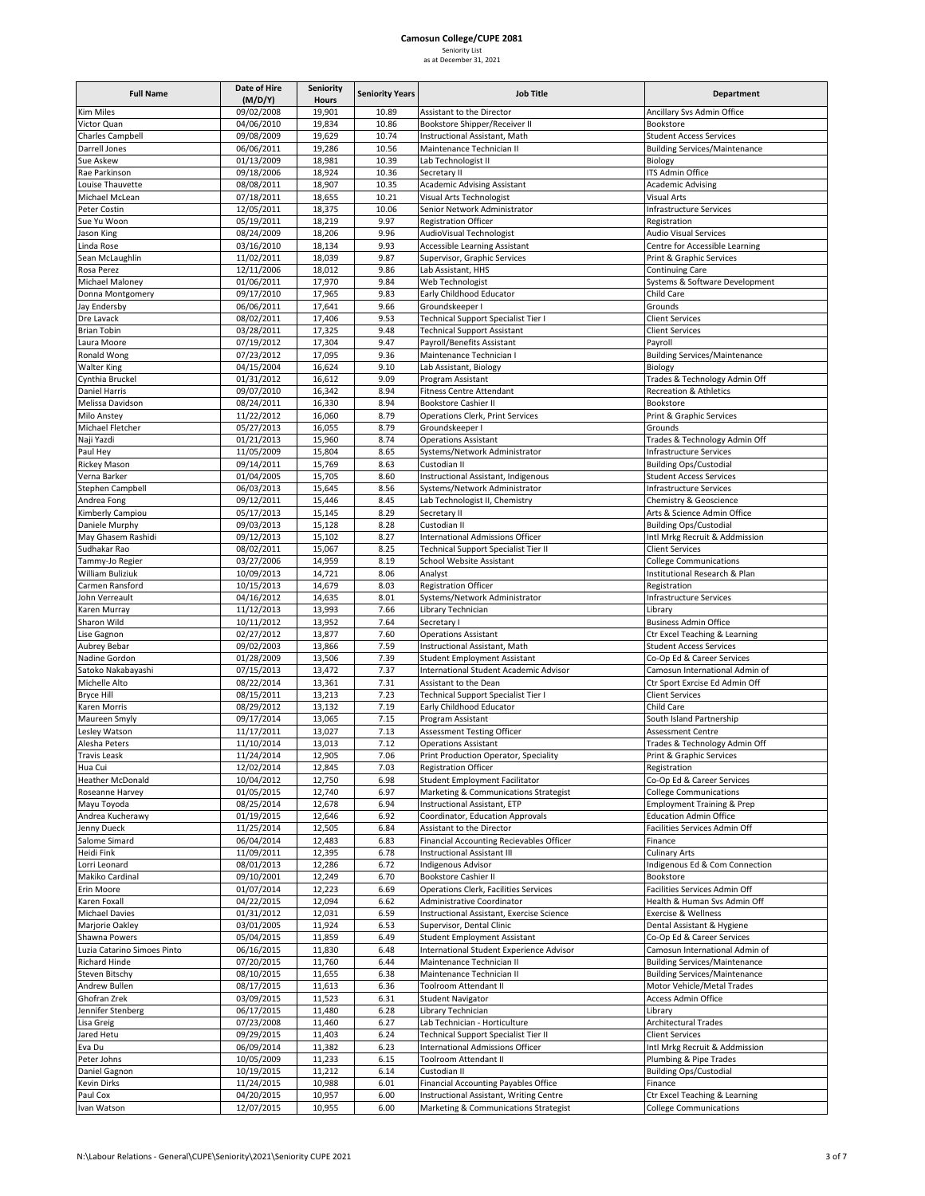# Camosun College/CUPE 2081

Seniority List
as at December 31, 2021

| Full Name | Date of Hire (M/D/Y) | Seniority Hours | Seniority Years | Job Title | Department |
|---|---|---|---|---|---|
| Kim Miles | 09/02/2008 | 19,901 | 10.89 | Assistant to the Director | Ancillary Svs Admin Office |
| Victor Quan | 04/06/2010 | 19,834 | 10.86 | Bookstore Shipper/Receiver II | Bookstore |
| Charles Campbell | 09/08/2009 | 19,629 | 10.74 | Instructional Assistant, Math | Student Access Services |
| Darrell Jones | 06/06/2011 | 19,286 | 10.56 | Maintenance Technician II | Building Services/Maintenance |
| Sue Askew | 01/13/2009 | 18,981 | 10.39 | Lab Technologist II | Biology |
| Rae Parkinson | 09/18/2006 | 18,924 | 10.36 | Secretary II | ITS Admin Office |
| Louise Thauvette | 08/08/2011 | 18,907 | 10.35 | Academic Advising Assistant | Academic Advising |
| Michael McLean | 07/18/2011 | 18,655 | 10.21 | Visual Arts Technologist | Visual Arts |
| Peter Costin | 12/05/2011 | 18,375 | 10.06 | Senior Network Administrator | Infrastructure Services |
| Sue Yu Woon | 05/19/2011 | 18,219 | 9.97 | Registration Officer | Registration |
| Jason King | 08/24/2009 | 18,206 | 9.96 | AudioVisual Technologist | Audio Visual Services |
| Linda Rose | 03/16/2010 | 18,134 | 9.93 | Accessible Learning Assistant | Centre for Accessible Learning |
| Sean McLaughlin | 11/02/2011 | 18,039 | 9.87 | Supervisor, Graphic Services | Print & Graphic Services |
| Rosa Perez | 12/11/2006 | 18,012 | 9.86 | Lab Assistant, HHS | Continuing Care |
| Michael Maloney | 01/06/2011 | 17,970 | 9.84 | Web Technologist | Systems & Software Development |
| Donna Montgomery | 09/17/2010 | 17,965 | 9.83 | Early Childhood Educator | Child Care |
| Jay Endersby | 06/06/2011 | 17,641 | 9.66 | Groundskeeper I | Grounds |
| Dre Lavack | 08/02/2011 | 17,406 | 9.53 | Technical Support Specialist Tier I | Client Services |
| Brian Tobin | 03/28/2011 | 17,325 | 9.48 | Technical Support Assistant | Client Services |
| Laura Moore | 07/19/2012 | 17,304 | 9.47 | Payroll/Benefits Assistant | Payroll |
| Ronald Wong | 07/23/2012 | 17,095 | 9.36 | Maintenance Technician I | Building Services/Maintenance |
| Walter King | 04/15/2004 | 16,624 | 9.10 | Lab Assistant, Biology | Biology |
| Cynthia Bruckel | 01/31/2012 | 16,612 | 9.09 | Program Assistant | Trades & Technology Admin Off |
| Daniel Harris | 09/07/2010 | 16,342 | 8.94 | Fitness Centre Attendant | Recreation & Athletics |
| Melissa Davidson | 08/24/2011 | 16,330 | 8.94 | Bookstore Cashier II | Bookstore |
| Milo Anstey | 11/22/2012 | 16,060 | 8.79 | Operations Clerk, Print Services | Print & Graphic Services |
| Michael Fletcher | 05/27/2013 | 16,055 | 8.79 | Groundskeeper I | Grounds |
| Naji Yazdi | 01/21/2013 | 15,960 | 8.74 | Operations Assistant | Trades & Technology Admin Off |
| Paul Hey | 11/05/2009 | 15,804 | 8.65 | Systems/Network Administrator | Infrastructure Services |
| Rickey Mason | 09/14/2011 | 15,769 | 8.63 | Custodian II | Building Ops/Custodial |
| Verna Barker | 01/04/2005 | 15,705 | 8.60 | Instructional Assistant, Indigenous | Student Access Services |
| Stephen Campbell | 06/03/2013 | 15,645 | 8.56 | Systems/Network Administrator | Infrastructure Services |
| Andrea Fong | 09/12/2011 | 15,446 | 8.45 | Lab Technologist II, Chemistry | Chemistry & Geoscience |
| Kimberly Campiou | 05/17/2013 | 15,145 | 8.29 | Secretary II | Arts & Science Admin Office |
| Daniele Murphy | 09/03/2013 | 15,128 | 8.28 | Custodian II | Building Ops/Custodial |
| May Ghasem Rashidi | 09/12/2013 | 15,102 | 8.27 | International Admissions Officer | Intl Mrkg Recruit & Addmission |
| Sudhakar Rao | 08/02/2011 | 15,067 | 8.25 | Technical Support Specialist Tier II | Client Services |
| Tammy-Jo Regier | 03/27/2006 | 14,959 | 8.19 | School Website Assistant | College Communications |
| William Buliziuk | 10/09/2013 | 14,721 | 8.06 | Analyst | Institutional Research & Plan |
| Carmen Ransford | 10/15/2013 | 14,679 | 8.03 | Registration Officer | Registration |
| John Verreault | 04/16/2012 | 14,635 | 8.01 | Systems/Network Administrator | Infrastructure Services |
| Karen Murray | 11/12/2013 | 13,993 | 7.66 | Library Technician | Library |
| Sharon Wild | 10/11/2012 | 13,952 | 7.64 | Secretary I | Business Admin Office |
| Lise Gagnon | 02/27/2012 | 13,877 | 7.60 | Operations Assistant | Ctr Excel Teaching & Learning |
| Aubrey Bebar | 09/02/2003 | 13,866 | 7.59 | Instructional Assistant, Math | Student Access Services |
| Nadine Gordon | 01/28/2009 | 13,506 | 7.39 | Student Employment Assistant | Co-Op Ed & Career Services |
| Satoko Nakabayashi | 07/15/2013 | 13,472 | 7.37 | International Student Academic Advisor | Camosun International Admin of |
| Michelle Alto | 08/22/2014 | 13,361 | 7.31 | Assistant to the Dean | Ctr Sport Exrcise Ed Admin Off |
| Bryce Hill | 08/15/2011 | 13,213 | 7.23 | Technical Support Specialist Tier I | Client Services |
| Karen Morris | 08/29/2012 | 13,132 | 7.19 | Early Childhood Educator | Child Care |
| Maureen Smyly | 09/17/2014 | 13,065 | 7.15 | Program Assistant | South Island Partnership |
| Lesley Watson | 11/17/2011 | 13,027 | 7.13 | Assessment Testing Officer | Assessment Centre |
| Alesha Peters | 11/10/2014 | 13,013 | 7.12 | Operations Assistant | Trades & Technology Admin Off |
| Travis Leask | 11/24/2014 | 12,905 | 7.06 | Print Production Operator, Speciality | Print & Graphic Services |
| Hua Cui | 12/02/2014 | 12,845 | 7.03 | Registration Officer | Registration |
| Heather McDonald | 10/04/2012 | 12,750 | 6.98 | Student Employment Facilitator | Co-Op Ed & Career Services |
| Roseanne Harvey | 01/05/2015 | 12,740 | 6.97 | Marketing & Communications Strategist | College Communications |
| Mayu Toyoda | 08/25/2014 | 12,678 | 6.94 | Instructional Assistant, ETP | Employment Training & Prep |
| Andrea Kucherawy | 01/19/2015 | 12,646 | 6.92 | Coordinator, Education Approvals | Education Admin Office |
| Jenny Dueck | 11/25/2014 | 12,505 | 6.84 | Assistant to the Director | Facilities Services Admin Off |
| Salome Simard | 06/04/2014 | 12,483 | 6.83 | Financial Accounting Recievables Officer | Finance |
| Heidi Fink | 11/09/2011 | 12,395 | 6.78 | Instructional Assistant III | Culinary Arts |
| Lorri Leonard | 08/01/2013 | 12,286 | 6.72 | Indigenous Advisor | Indigenous Ed & Com Connection |
| Makiko Cardinal | 09/10/2001 | 12,249 | 6.70 | Bookstore Cashier II | Bookstore |
| Erin Moore | 01/07/2014 | 12,223 | 6.69 | Operations Clerk, Facilities Services | Facilities Services Admin Off |
| Karen Foxall | 04/22/2015 | 12,094 | 6.62 | Administrative Coordinator | Health & Human Svs Admin Off |
| Michael Davies | 01/31/2012 | 12,031 | 6.59 | Instructional Assistant, Exercise Science | Exercise & Wellness |
| Marjorie Oakley | 03/01/2005 | 11,924 | 6.53 | Supervisor, Dental Clinic | Dental Assistant & Hygiene |
| Shawna Powers | 05/04/2015 | 11,859 | 6.49 | Student Employment Assistant | Co-Op Ed & Career Services |
| Luzia Catarino Simoes Pinto | 06/16/2015 | 11,830 | 6.48 | International Student Experience Advisor | Camosun International Admin of |
| Richard Hinde | 07/20/2015 | 11,760 | 6.44 | Maintenance Technician II | Building Services/Maintenance |
| Steven Bitschy | 08/10/2015 | 11,655 | 6.38 | Maintenance Technician II | Building Services/Maintenance |
| Andrew Bullen | 08/17/2015 | 11,613 | 6.36 | Toolroom Attendant II | Motor Vehicle/Metal Trades |
| Ghofran Zrek | 03/09/2015 | 11,523 | 6.31 | Student Navigator | Access Admin Office |
| Jennifer Stenberg | 06/17/2015 | 11,480 | 6.28 | Library Technician | Library |
| Lisa Greig | 07/23/2008 | 11,460 | 6.27 | Lab Technician - Horticulture | Architectural Trades |
| Jared Hetu | 09/29/2015 | 11,403 | 6.24 | Technical Support Specialist Tier II | Client Services |
| Eva Du | 06/09/2014 | 11,382 | 6.23 | International Admissions Officer | Intl Mrkg Recruit & Addmission |
| Peter Johns | 10/05/2009 | 11,233 | 6.15 | Toolroom Attendant II | Plumbing & Pipe Trades |
| Daniel Gagnon | 10/19/2015 | 11,212 | 6.14 | Custodian II | Building Ops/Custodial |
| Kevin Dirks | 11/24/2015 | 10,988 | 6.01 | Financial Accounting Payables Office | Finance |
| Paul Cox | 04/20/2015 | 10,957 | 6.00 | Instructional Assistant, Writing Centre | Ctr Excel Teaching & Learning |
| Ivan Watson | 12/07/2015 | 10,955 | 6.00 | Marketing & Communications Strategist | College Communications |

N:\Labour Relations - General\CUPE\Seniority\2021\Seniority CUPE 2021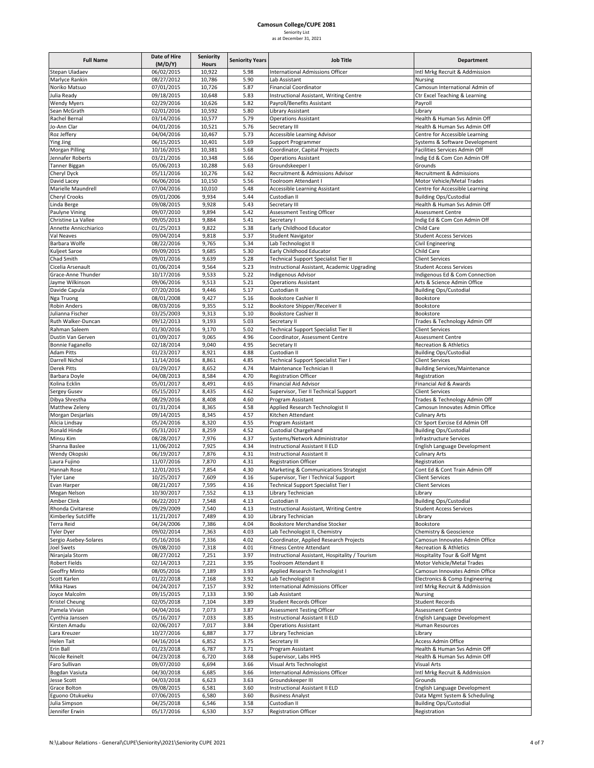**Camosun College/CUPE 2081**
Seniority List
as at December 31, 2021

| Full Name | Date of Hire (M/D/Y) | Seniority Hours | Seniority Years | Job Title | Department |
|---|---|---|---|---|---|
| Stepan Uladaev | 06/02/2015 | 10,922 | 5.98 | International Admissions Officer | Intl Mrkg Recruit & Addmission |
| Marlyce Rankin | 08/27/2012 | 10,786 | 5.90 | Lab Assistant | Nursing |
| Noriko Matsuo | 07/01/2015 | 10,726 | 5.87 | Financial Coordinator | Camosun International Admin of |
| Julia Ready | 09/18/2015 | 10,648 | 5.83 | Instructional Assistant, Writing Centre | Ctr Excel Teaching & Learning |
| Wendy Myers | 02/29/2016 | 10,626 | 5.82 | Payroll/Benefits Assistant | Payroll |
| Sean McGrath | 02/01/2016 | 10,592 | 5.80 | Library Assistant | Library |
| Rachel Bernal | 03/14/2016 | 10,577 | 5.79 | Operations Assistant | Health & Human Svs Admin Off |
| Jo-Ann Clar | 04/01/2016 | 10,521 | 5.76 | Secretary III | Health & Human Svs Admin Off |
| Roz Jeffery | 04/04/2016 | 10,467 | 5.73 | Accessible Learning Advisor | Centre for Accessible Learning |
| Ying Jing | 06/15/2015 | 10,401 | 5.69 | Support Programmer | Systems & Software Development |
| Morgan Pilling | 10/16/2015 | 10,381 | 5.68 | Coordinator, Capital Projects | Facilities Services Admin Off |
| Jennafer Roberts | 03/21/2016 | 10,348 | 5.66 | Operations Assistant | Indig Ed & Com Con Admin Off |
| Tanner Biggan | 05/06/2013 | 10,288 | 5.63 | Groundskeeper I | Grounds |
| Cheryl Dyck | 05/11/2016 | 10,276 | 5.62 | Recruitment & Admissions Advisor | Recruitment & Admissions |
| David Lacey | 06/06/2016 | 10,150 | 5.56 | Toolroom Attendant I | Motor Vehicle/Metal Trades |
| Marielle Maundrell | 07/04/2016 | 10,010 | 5.48 | Accessible Learning Assistant | Centre for Accessible Learning |
| Cheryl Crooks | 09/01/2006 | 9,934 | 5.44 | Custodian II | Building Ops/Custodial |
| Linda Berge | 09/08/2015 | 9,928 | 5.43 | Secretary III | Health & Human Svs Admin Off |
| Paulyne Vining | 09/07/2010 | 9,894 | 5.42 | Assessment Testing Officer | Assessment Centre |
| Christine La Vallee | 09/05/2013 | 9,884 | 5.41 | Secretary I | Indig Ed & Com Con Admin Off |
| Annette Annicchiarico | 01/25/2013 | 9,822 | 5.38 | Early Childhood Educator | Child Care |
| Val Neaves | 09/04/2014 | 9,818 | 5.37 | Student Navigator | Student Access Services |
| Barbara Wolfe | 08/22/2016 | 9,765 | 5.34 | Lab Technologist II | Civil Engineering |
| Kuljeet Saroe | 09/09/2015 | 9,685 | 5.30 | Early Childhood Educator | Child Care |
| Chad Smith | 09/01/2016 | 9,639 | 5.28 | Technical Support Specialist Tier II | Client Services |
| Cicelia Arsenault | 01/06/2014 | 9,564 | 5.23 | Instructional Assistant, Academic Upgrading | Student Access Services |
| Grace-Anne Thunder | 10/17/2016 | 9,533 | 5.22 | Indigenous Advisor | Indigenous Ed & Com Connection |
| Jayme Wilkinson | 09/06/2016 | 9,513 | 5.21 | Operations Assistant | Arts & Science Admin Office |
| Davide Capula | 07/20/2016 | 9,446 | 5.17 | Custodian II | Building Ops/Custodial |
| Nga Truong | 08/01/2008 | 9,427 | 5.16 | Bookstore Cashier II | Bookstore |
| Robin Anders | 08/03/2016 | 9,355 | 5.12 | Bookstore Shipper/Receiver II | Bookstore |
| Julianna Fischer | 03/25/2003 | 9,313 | 5.10 | Bookstore Cashier II | Bookstore |
| Ruth Walker-Duncan | 09/12/2013 | 9,193 | 5.03 | Secretary II | Trades & Technology Admin Off |
| Rahman Saleem | 01/30/2016 | 9,170 | 5.02 | Technical Support Specialist Tier II | Client Services |
| Dustin Van Gerven | 01/09/2017 | 9,065 | 4.96 | Coordinator, Assessment Centre | Assessment Centre |
| Bonnie Faganello | 02/18/2014 | 9,040 | 4.95 | Secretary II | Recreation & Athletics |
| Adam Pitts | 01/23/2017 | 8,921 | 4.88 | Custodian II | Building Ops/Custodial |
| Darrell Nichol | 11/14/2016 | 8,861 | 4.85 | Technical Support Specialist Tier I | Client Services |
| Derek Pitts | 03/29/2017 | 8,652 | 4.74 | Maintenance Technician II | Building Services/Maintenance |
| Barbara Doyle | 04/08/2013 | 8,584 | 4.70 | Registration Officer | Registration |
| Kolina Ecklin | 05/01/2017 | 8,491 | 4.65 | Financial Aid Advisor | Financial Aid & Awards |
| Sergey Gusev | 05/15/2017 | 8,435 | 4.62 | Supervisor, Tier II Technical Support | Client Services |
| Dibya Shrestha | 08/29/2016 | 8,408 | 4.60 | Program Assistant | Trades & Technology Admin Off |
| Matthew Zeleny | 01/31/2014 | 8,365 | 4.58 | Applied Research Technologist II | Camosun Innovates Admin Office |
| Morgan Desjarlais | 09/14/2015 | 8,345 | 4.57 | Kitchen Attendant | Culinary Arts |
| Alicia Lindsay | 05/24/2016 | 8,320 | 4.55 | Program Assistant | Ctr Sport Exrcise Ed Admin Off |
| Ronald Hinde | 05/31/2017 | 8,259 | 4.52 | Custodial Chargehand | Building Ops/Custodial |
| Minsu Kim | 08/28/2017 | 7,976 | 4.37 | Systems/Network Administrator | Infrastructure Services |
| Shanna Baslee | 11/06/2012 | 7,925 | 4.34 | Instructional Assistant II ELD | English Language Development |
| Wendy Okopski | 06/19/2017 | 7,876 | 4.31 | Instructional Assistant II | Culinary Arts |
| Laura Fujino | 11/07/2016 | 7,870 | 4.31 | Registration Officer | Registration |
| Hannah Rose | 12/01/2015 | 7,854 | 4.30 | Marketing & Communications Strategist | Cont Ed & Cont Train Admin Off |
| Tyler Lane | 10/25/2017 | 7,609 | 4.16 | Supervisor, Tier I Technical Support | Client Services |
| Evan Harper | 08/21/2017 | 7,595 | 4.16 | Technical Support Specialist Tier I | Client Services |
| Megan Nelson | 10/30/2017 | 7,552 | 4.13 | Library Technician | Library |
| Amber Clink | 06/22/2017 | 7,548 | 4.13 | Custodian II | Building Ops/Custodial |
| Rhonda Civitarese | 09/29/2009 | 7,540 | 4.13 | Instructional Assistant, Writing Centre | Student Access Services |
| Kimberley Sutcliffe | 11/21/2017 | 7,489 | 4.10 | Library Technician | Library |
| Terra Reid | 04/24/2006 | 7,386 | 4.04 | Bookstore Merchandise Stocker | Bookstore |
| Tyler Dyer | 09/02/2014 | 7,363 | 4.03 | Lab Technologist II, Chemistry | Chemistry & Geoscience |
| Sergio Asebey-Solares | 05/16/2016 | 7,336 | 4.02 | Coordinator, Applied Research Projects | Camosun Innovates Admin Office |
| Joel Swets | 09/08/2010 | 7,318 | 4.01 | Fitness Centre Attendant | Recreation & Athletics |
| Niranjala Storm | 08/27/2012 | 7,251 | 3.97 | Instructional Assistant, Hospitality / Tourism | Hospitality Tour & Golf Mgmt |
| Robert Fields | 02/14/2013 | 7,221 | 3.95 | Toolroom Attendant II | Motor Vehicle/Metal Trades |
| Geoffry Minto | 08/05/2016 | 7,189 | 3.93 | Applied Research Technologist I | Camosun Innovates Admin Office |
| Scott Karlen | 01/22/2018 | 7,168 | 3.92 | Lab Technologist II | Electronics & Comp Engineering |
| Mika Haws | 04/24/2017 | 7,157 | 3.92 | International Admissions Officer | Intl Mrkg Recruit & Addmission |
| Joyce Malcolm | 09/15/2015 | 7,133 | 3.90 | Lab Assistant | Nursing |
| Kristel Cheung | 02/05/2018 | 7,104 | 3.89 | Student Records Officer | Student Records |
| Pamela Vivian | 04/04/2016 | 7,073 | 3.87 | Assessment Testing Officer | Assessment Centre |
| Cynthia Janssen | 05/16/2017 | 7,033 | 3.85 | Instructional Assistant II ELD | English Language Development |
| Kirsten Amadu | 02/06/2017 | 7,017 | 3.84 | Operations Assistant | Human Resources |
| Lara Kreuzer | 10/27/2016 | 6,887 | 3.77 | Library Technician | Library |
| Helen Tait | 04/16/2014 | 6,852 | 3.75 | Secretary III | Access Admin Office |
| Erin Ball | 01/23/2018 | 6,787 | 3.71 | Program Assistant | Health & Human Svs Admin Off |
| Nicole Reinelt | 04/23/2018 | 6,720 | 3.68 | Supervisor, Labs HHS | Health & Human Svs Admin Off |
| Faro Sullivan | 09/07/2010 | 6,694 | 3.66 | Visual Arts Technologist | Visual Arts |
| Bogdan Vasiuta | 04/30/2018 | 6,685 | 3.66 | International Admissions Officer | Intl Mrkg Recruit & Addmission |
| Jesse Scott | 04/03/2018 | 6,623 | 3.63 | Groundskeeper III | Grounds |
| Grace Bolton | 09/08/2015 | 6,581 | 3.60 | Instructional Assistant II ELD | English Language Development |
| Eguono Otukueku | 07/06/2015 | 6,580 | 3.60 | Business Analyst | Data Mgmt System & Scheduling |
| Julia Simpson | 04/25/2018 | 6,546 | 3.58 | Custodian II | Building Ops/Custodial |
| Jennifer Erwin | 05/17/2016 | 6,530 | 3.57 | Registration Officer | Registration |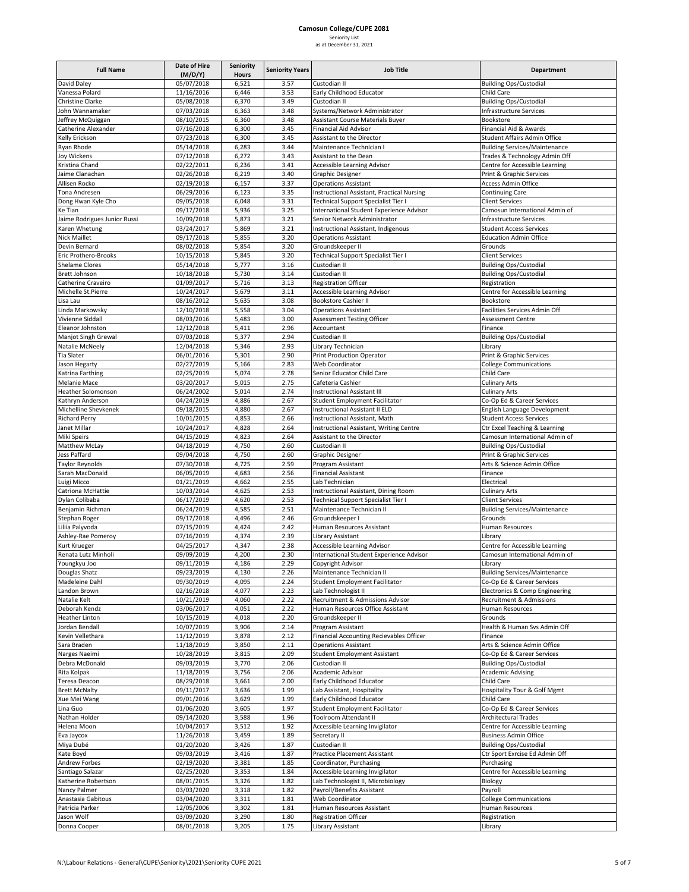# Camosun College/CUPE 2081

Seniority List
as at December 31, 2021

| Full Name | Date of Hire (M/D/Y) | Seniority Hours | Seniority Years | Job Title | Department |
|---|---|---|---|---|---|
| David Daley | 05/07/2018 | 6,521 | 3.57 | Custodian II | Building Ops/Custodial |
| Vanessa Polard | 11/16/2016 | 6,446 | 3.53 | Early Childhood Educator | Child Care |
| Christine Clarke | 05/08/2018 | 6,370 | 3.49 | Custodian II | Building Ops/Custodial |
| John Wannamaker | 07/03/2018 | 6,363 | 3.48 | Systems/Network Administrator | Infrastructure Services |
| Jeffrey McQuiggan | 08/10/2015 | 6,360 | 3.48 | Assistant Course Materials Buyer | Bookstore |
| Catherine Alexander | 07/16/2018 | 6,300 | 3.45 | Financial Aid Advisor | Financial Aid & Awards |
| Kelly Erickson | 07/23/2018 | 6,300 | 3.45 | Assistant to the Director | Student Affairs Admin Office |
| Ryan Rhode | 05/14/2018 | 6,283 | 3.44 | Maintenance Technician I | Building Services/Maintenance |
| Joy Wickens | 07/12/2018 | 6,272 | 3.43 | Assistant to the Dean | Trades & Technology Admin Off |
| Kristina Chand | 02/22/2011 | 6,236 | 3.41 | Accessible Learning Advisor | Centre for Accessible Learning |
| Jaime Clanachan | 02/26/2018 | 6,219 | 3.40 | Graphic Designer | Print & Graphic Services |
| Allisen Rocko | 02/19/2018 | 6,157 | 3.37 | Operations Assistant | Access Admin Office |
| Tona Andresen | 06/29/2016 | 6,123 | 3.35 | Instructional Assistant, Practical Nursing | Continuing Care |
| Dong Hwan Kyle Cho | 09/05/2018 | 6,048 | 3.31 | Technical Support Specialist Tier I | Client Services |
| Ke Tian | 09/17/2018 | 5,936 | 3.25 | International Student Experience Advisor | Camosun International Admin of |
| Jaime Rodrigues Junior Russi | 10/09/2018 | 5,873 | 3.21 | Senior Network Administrator | Infrastructure Services |
| Karen Whetung | 03/24/2017 | 5,869 | 3.21 | Instructional Assistant, Indigenous | Student Access Services |
| Nick Maillet | 09/17/2018 | 5,855 | 3.20 | Operations Assistant | Education Admin Office |
| Devin Bernard | 08/02/2018 | 5,854 | 3.20 | Groundskeeper II | Grounds |
| Eric Prothero-Brooks | 10/15/2018 | 5,845 | 3.20 | Technical Support Specialist Tier I | Client Services |
| Shelame Clores | 05/14/2018 | 5,777 | 3.16 | Custodian II | Building Ops/Custodial |
| Brett Johnson | 10/18/2018 | 5,730 | 3.14 | Custodian II | Building Ops/Custodial |
| Catherine Craveiro | 01/09/2017 | 5,716 | 3.13 | Registration Officer | Registration |
| Michelle St.Pierre | 10/24/2017 | 5,679 | 3.11 | Accessible Learning Advisor | Centre for Accessible Learning |
| Lisa Lau | 08/16/2012 | 5,635 | 3.08 | Bookstore Cashier II | Bookstore |
| Linda Markowsky | 12/10/2018 | 5,558 | 3.04 | Operations Assistant | Facilities Services Admin Off |
| Vivienne Siddall | 08/03/2016 | 5,483 | 3.00 | Assessment Testing Officer | Assessment Centre |
| Eleanor Johnston | 12/12/2018 | 5,411 | 2.96 | Accountant | Finance |
| Manjot Singh Grewal | 07/03/2018 | 5,377 | 2.94 | Custodian II | Building Ops/Custodial |
| Natalie McNeely | 12/04/2018 | 5,346 | 2.93 | Library Technician | Library |
| Tia Slater | 06/01/2016 | 5,301 | 2.90 | Print Production Operator | Print & Graphic Services |
| Jason Hegarty | 02/27/2019 | 5,166 | 2.83 | Web Coordinator | College Communications |
| Katrina Farthing | 02/25/2019 | 5,074 | 2.78 | Senior Educator Child Care | Child Care |
| Melanie Mace | 03/20/2017 | 5,015 | 2.75 | Cafeteria Cashier | Culinary Arts |
| Heather Solomonson | 06/24/2002 | 5,014 | 2.74 | Instructional Assistant III | Culinary Arts |
| Kathryn Anderson | 04/24/2019 | 4,886 | 2.67 | Student Employment Facilitator | Co-Op Ed & Career Services |
| Michelline Shevkenek | 09/18/2015 | 4,880 | 2.67 | Instructional Assistant II ELD | English Language Development |
| Richard Perry | 10/01/2015 | 4,853 | 2.66 | Instructional Assistant, Math | Student Access Services |
| Janet Millar | 10/24/2017 | 4,828 | 2.64 | Instructional Assistant, Writing Centre | Ctr Excel Teaching & Learning |
| Miki Speirs | 04/15/2019 | 4,823 | 2.64 | Assistant to the Director | Camosun International Admin of |
| Matthew McLay | 04/18/2019 | 4,750 | 2.60 | Custodian II | Building Ops/Custodial |
| Jess Paffard | 09/04/2018 | 4,750 | 2.60 | Graphic Designer | Print & Graphic Services |
| Taylor Reynolds | 07/30/2018 | 4,725 | 2.59 | Program Assistant | Arts & Science Admin Office |
| Sarah MacDonald | 06/05/2019 | 4,683 | 2.56 | Financial Assistant | Finance |
| Luigi Micco | 01/21/2019 | 4,662 | 2.55 | Lab Technician | Electrical |
| Catriona McHattie | 10/03/2014 | 4,625 | 2.53 | Instructional Assistant, Dining Room | Culinary Arts |
| Dylan Colibaba | 06/17/2019 | 4,620 | 2.53 | Technical Support Specialist Tier I | Client Services |
| Benjamin Richman | 06/24/2019 | 4,585 | 2.51 | Maintenance Technician II | Building Services/Maintenance |
| Stephan Roger | 09/17/2018 | 4,496 | 2.46 | Groundskeeper I | Grounds |
| Liliia Palyvoda | 07/15/2019 | 4,424 | 2.42 | Human Resources Assistant | Human Resources |
| Ashley-Rae Pomeroy | 07/16/2019 | 4,374 | 2.39 | Library Assistant | Library |
| Kurt Krueger | 04/25/2017 | 4,347 | 2.38 | Accessible Learning Advisor | Centre for Accessible Learning |
| Renata Lutz Minholi | 09/09/2019 | 4,200 | 2.30 | International Student Experience Advisor | Camosun International Admin of |
| Youngkyu Joo | 09/11/2019 | 4,186 | 2.29 | Copyright Advisor | Library |
| Douglas Shatz | 09/23/2019 | 4,130 | 2.26 | Maintenance Technician II | Building Services/Maintenance |
| Madeleine Dahl | 09/30/2019 | 4,095 | 2.24 | Student Employment Facilitator | Co-Op Ed & Career Services |
| Landon Brown | 02/16/2018 | 4,077 | 2.23 | Lab Technologist II | Electronics & Comp Engineering |
| Natalie Kelt | 10/21/2019 | 4,060 | 2.22 | Recruitment & Admissions Advisor | Recruitment & Admissions |
| Deborah Kendz | 03/06/2017 | 4,051 | 2.22 | Human Resources Office Assistant | Human Resources |
| Heather Linton | 10/15/2019 | 4,018 | 2.20 | Groundskeeper II | Grounds |
| Jordan Bendall | 10/07/2019 | 3,906 | 2.14 | Program Assistant | Health & Human Svs Admin Off |
| Kevin Vellethara | 11/12/2019 | 3,878 | 2.12 | Financial Accounting Recievables Officer | Finance |
| Sara Braden | 11/18/2019 | 3,850 | 2.11 | Operations Assistant | Arts & Science Admin Office |
| Narges Naeimi | 10/28/2019 | 3,815 | 2.09 | Student Employment Assistant | Co-Op Ed & Career Services |
| Debra McDonald | 09/03/2019 | 3,770 | 2.06 | Custodian II | Building Ops/Custodial |
| Rita Kolpak | 11/18/2019 | 3,756 | 2.06 | Academic Advisor | Academic Advising |
| Teresa Deacon | 08/29/2018 | 3,661 | 2.00 | Early Childhood Educator | Child Care |
| Brett McNalty | 09/11/2017 | 3,636 | 1.99 | Lab Assistant, Hospitality | Hospitality Tour & Golf Mgmt |
| Xue Mei Wang | 09/01/2016 | 3,629 | 1.99 | Early Childhood Educator | Child Care |
| Lina Guo | 01/06/2020 | 3,605 | 1.97 | Student Employment Facilitator | Co-Op Ed & Career Services |
| Nathan Holder | 09/14/2020 | 3,588 | 1.96 | Toolroom Attendant II | Architectural Trades |
| Helena Moon | 10/04/2017 | 3,512 | 1.92 | Accessible Learning Invigilator | Centre for Accessible Learning |
| Eva Jaycox | 11/26/2018 | 3,459 | 1.89 | Secretary II | Business Admin Office |
| Miya Dubé | 01/20/2020 | 3,426 | 1.87 | Custodian II | Building Ops/Custodial |
| Kate Boyd | 09/03/2019 | 3,416 | 1.87 | Practice Placement Assistant | Ctr Sport Exrcise Ed Admin Off |
| Andrew Forbes | 02/19/2020 | 3,381 | 1.85 | Coordinator, Purchasing | Purchasing |
| Santiago Salazar | 02/25/2020 | 3,353 | 1.84 | Accessible Learning Invigilator | Centre for Accessible Learning |
| Katherine Robertson | 08/01/2015 | 3,326 | 1.82 | Lab Technologist II, Microbiology | Biology |
| Nancy Palmer | 03/03/2020 | 3,318 | 1.82 | Payroll/Benefits Assistant | Payroll |
| Anastasia Gabitous | 03/04/2020 | 3,311 | 1.81 | Web Coordinator | College Communications |
| Patricia Parker | 12/05/2006 | 3,302 | 1.81 | Human Resources Assistant | Human Resources |
| Jason Wolf | 03/09/2020 | 3,290 | 1.80 | Registration Officer | Registration |
| Donna Cooper | 08/01/2018 | 3,205 | 1.75 | Library Assistant | Library |

N:\Labour Relations - General\CUPE\Seniority\2021\Seniority CUPE 2021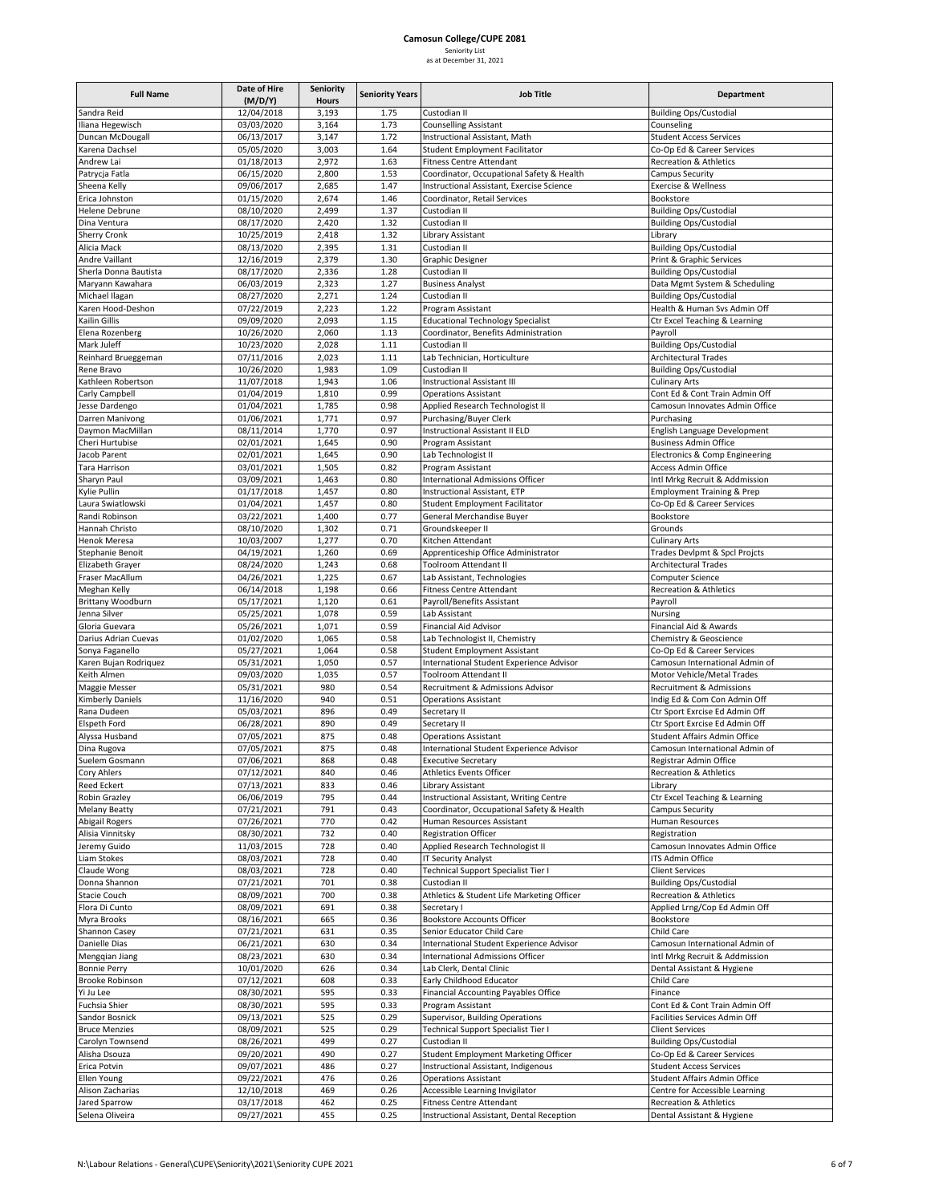# Camosun College/CUPE 2081

Seniority List
as at December 31, 2021

| Full Name | Date of Hire (M/D/Y) | Seniority Hours | Seniority Years | Job Title | Department |
|---|---|---|---|---|---|
| Sandra Reid | 12/04/2018 | 3,193 | 1.75 | Custodian II | Building Ops/Custodial |
| Iliana Hegewisch | 03/03/2020 | 3,164 | 1.73 | Counselling Assistant | Counseling |
| Duncan McDougall | 06/13/2017 | 3,147 | 1.72 | Instructional Assistant, Math | Student Access Services |
| Karena Dachsel | 05/05/2020 | 3,003 | 1.64 | Student Employment Facilitator | Co-Op Ed & Career Services |
| Andrew Lai | 01/18/2013 | 2,972 | 1.63 | Fitness Centre Attendant | Recreation & Athletics |
| Patrycja Fatla | 06/15/2020 | 2,800 | 1.53 | Coordinator, Occupational Safety & Health | Campus Security |
| Sheena Kelly | 09/06/2017 | 2,685 | 1.47 | Instructional Assistant, Exercise Science | Exercise & Wellness |
| Erica Johnston | 01/15/2020 | 2,674 | 1.46 | Coordinator, Retail Services | Bookstore |
| Helene Debrune | 08/10/2020 | 2,499 | 1.37 | Custodian II | Building Ops/Custodial |
| Dina Ventura | 08/17/2020 | 2,420 | 1.32 | Custodian II | Building Ops/Custodial |
| Sherry Cronk | 10/25/2019 | 2,418 | 1.32 | Library Assistant | Library |
| Alicia Mack | 08/13/2020 | 2,395 | 1.31 | Custodian II | Building Ops/Custodial |
| Andre Vaillant | 12/16/2019 | 2,379 | 1.30 | Graphic Designer | Print & Graphic Services |
| Sherla Donna Bautista | 08/17/2020 | 2,336 | 1.28 | Custodian II | Building Ops/Custodial |
| Maryann Kawahara | 06/03/2019 | 2,323 | 1.27 | Business Analyst | Data Mgmt System & Scheduling |
| Michael Ilagan | 08/27/2020 | 2,271 | 1.24 | Custodian II | Building Ops/Custodial |
| Karen Hood-Deshon | 07/22/2019 | 2,223 | 1.22 | Program Assistant | Health & Human Svs Admin Off |
| Kailin Gillis | 09/09/2020 | 2,093 | 1.15 | Educational Technology Specialist | Ctr Excel Teaching & Learning |
| Elena Rozenberg | 10/26/2020 | 2,060 | 1.13 | Coordinator, Benefits Administration | Payroll |
| Mark Juleff | 10/23/2020 | 2,028 | 1.11 | Custodian II | Building Ops/Custodial |
| Reinhard Brueggeman | 07/11/2016 | 2,023 | 1.11 | Lab Technician, Horticulture | Architectural Trades |
| Rene Bravo | 10/26/2020 | 1,983 | 1.09 | Custodian II | Building Ops/Custodial |
| Kathleen Robertson | 11/07/2018 | 1,943 | 1.06 | Instructional Assistant III | Culinary Arts |
| Carly Campbell | 01/04/2019 | 1,810 | 0.99 | Operations Assistant | Cont Ed & Cont Train Admin Off |
| Jesse Dardengo | 01/04/2021 | 1,785 | 0.98 | Applied Research Technologist II | Camosun Innovates Admin Office |
| Darren Manivong | 01/06/2021 | 1,771 | 0.97 | Purchasing/Buyer Clerk | Purchasing |
| Daymon MacMillan | 08/11/2014 | 1,770 | 0.97 | Instructional Assistant II ELD | English Language Development |
| Cheri Hurtubise | 02/01/2021 | 1,645 | 0.90 | Program Assistant | Business Admin Office |
| Jacob Parent | 02/01/2021 | 1,645 | 0.90 | Lab Technologist II | Electronics & Comp Engineering |
| Tara Harrison | 03/01/2021 | 1,505 | 0.82 | Program Assistant | Access Admin Office |
| Sharyn Paul | 03/09/2021 | 1,463 | 0.80 | International Admissions Officer | Intl Mrkg Recruit & Addmission |
| Kylie Pullin | 01/17/2018 | 1,457 | 0.80 | Instructional Assistant, ETP | Employment Training & Prep |
| Laura Swiatlowski | 01/04/2021 | 1,457 | 0.80 | Student Employment Facilitator | Co-Op Ed & Career Services |
| Randi Robinson | 03/22/2021 | 1,400 | 0.77 | General Merchandise Buyer | Bookstore |
| Hannah Christo | 08/10/2020 | 1,302 | 0.71 | Groundskeeper II | Grounds |
| Henok Meresa | 10/03/2007 | 1,277 | 0.70 | Kitchen Attendant | Culinary Arts |
| Stephanie Benoit | 04/19/2021 | 1,260 | 0.69 | Apprenticeship Office Administrator | Trades Devlpmt & Spcl Projcts |
| Elizabeth Grayer | 08/24/2020 | 1,243 | 0.68 | Toolroom Attendant II | Architectural Trades |
| Fraser MacAllum | 04/26/2021 | 1,225 | 0.67 | Lab Assistant, Technologies | Computer Science |
| Meghan Kelly | 06/14/2018 | 1,198 | 0.66 | Fitness Centre Attendant | Recreation & Athletics |
| Brittany Woodburn | 05/17/2021 | 1,120 | 0.61 | Payroll/Benefits Assistant | Payroll |
| Jenna Silver | 05/25/2021 | 1,078 | 0.59 | Lab Assistant | Nursing |
| Gloria Guevara | 05/26/2021 | 1,071 | 0.59 | Financial Aid Advisor | Financial Aid & Awards |
| Darius Adrian Cuevas | 01/02/2020 | 1,065 | 0.58 | Lab Technologist II, Chemistry | Chemistry & Geoscience |
| Sonya Faganello | 05/27/2021 | 1,064 | 0.58 | Student Employment Assistant | Co-Op Ed & Career Services |
| Karen Bujan Rodriquez | 05/31/2021 | 1,050 | 0.57 | International Student Experience Advisor | Camosun International Admin of |
| Keith Almen | 09/03/2020 | 1,035 | 0.57 | Toolroom Attendant II | Motor Vehicle/Metal Trades |
| Maggie Messer | 05/31/2021 | 980 | 0.54 | Recruitment & Admissions Advisor | Recruitment & Admissions |
| Kimberly Daniels | 11/16/2020 | 940 | 0.51 | Operations Assistant | Indig Ed & Com Con Admin Off |
| Rana Dudeen | 05/03/2021 | 896 | 0.49 | Secretary II | Ctr Sport Exrcise Ed Admin Off |
| Elspeth Ford | 06/28/2021 | 890 | 0.49 | Secretary II | Ctr Sport Exrcise Ed Admin Off |
| Alyssa Husband | 07/05/2021 | 875 | 0.48 | Operations Assistant | Student Affairs Admin Office |
| Dina Rugova | 07/05/2021 | 875 | 0.48 | International Student Experience Advisor | Camosun International Admin of |
| Suelem Gosmann | 07/06/2021 | 868 | 0.48 | Executive Secretary | Registrar Admin Office |
| Cory Ahlers | 07/12/2021 | 840 | 0.46 | Athletics Events Officer | Recreation & Athletics |
| Reed Eckert | 07/13/2021 | 833 | 0.46 | Library Assistant | Library |
| Robin Grazley | 06/06/2019 | 795 | 0.44 | Instructional Assistant, Writing Centre | Ctr Excel Teaching & Learning |
| Melany Beatty | 07/21/2021 | 791 | 0.43 | Coordinator, Occupational Safety & Health | Campus Security |
| Abigail Rogers | 07/26/2021 | 770 | 0.42 | Human Resources Assistant | Human Resources |
| Alisia Vinnitsky | 08/30/2021 | 732 | 0.40 | Registration Officer | Registration |
| Jeremy Guido | 11/03/2015 | 728 | 0.40 | Applied Research Technologist II | Camosun Innovates Admin Office |
| Liam Stokes | 08/03/2021 | 728 | 0.40 | IT Security Analyst | ITS Admin Office |
| Claude Wong | 08/03/2021 | 728 | 0.40 | Technical Support Specialist Tier I | Client Services |
| Donna Shannon | 07/21/2021 | 701 | 0.38 | Custodian II | Building Ops/Custodial |
| Stacie Couch | 08/09/2021 | 700 | 0.38 | Athletics & Student Life Marketing Officer | Recreation & Athletics |
| Flora Di Cunto | 08/09/2021 | 691 | 0.38 | Secretary I | Applied Lrng/Cop Ed Admin Off |
| Myra Brooks | 08/16/2021 | 665 | 0.36 | Bookstore Accounts Officer | Bookstore |
| Shannon Casey | 07/21/2021 | 631 | 0.35 | Senior Educator Child Care | Child Care |
| Danielle Dias | 06/21/2021 | 630 | 0.34 | International Student Experience Advisor | Camosun International Admin of |
| Mengqian Jiang | 08/23/2021 | 630 | 0.34 | International Admissions Officer | Intl Mrkg Recruit & Addmission |
| Bonnie Perry | 10/01/2020 | 626 | 0.34 | Lab Clerk, Dental Clinic | Dental Assistant & Hygiene |
| Brooke Robinson | 07/12/2021 | 608 | 0.33 | Early Childhood Educator | Child Care |
| Yi Ju Lee | 08/30/2021 | 595 | 0.33 | Financial Accounting Payables Office | Finance |
| Fuchsia Shier | 08/30/2021 | 595 | 0.33 | Program Assistant | Cont Ed & Cont Train Admin Off |
| Sandor Bosnick | 09/13/2021 | 525 | 0.29 | Supervisor, Building Operations | Facilities Services Admin Off |
| Bruce Menzies | 08/09/2021 | 525 | 0.29 | Technical Support Specialist Tier I | Client Services |
| Carolyn Townsend | 08/26/2021 | 499 | 0.27 | Custodian II | Building Ops/Custodial |
| Alisha Dsouza | 09/20/2021 | 490 | 0.27 | Student Employment Marketing Officer | Co-Op Ed & Career Services |
| Erica Potvin | 09/07/2021 | 486 | 0.27 | Instructional Assistant, Indigenous | Student Access Services |
| Ellen Young | 09/22/2021 | 476 | 0.26 | Operations Assistant | Student Affairs Admin Office |
| Alison Zacharias | 12/10/2018 | 469 | 0.26 | Accessible Learning Invigilator | Centre for Accessible Learning |
| Jared Sparrow | 03/17/2018 | 462 | 0.25 | Fitness Centre Attendant | Recreation & Athletics |
| Selena Oliveira | 09/27/2021 | 455 | 0.25 | Instructional Assistant, Dental Reception | Dental Assistant & Hygiene |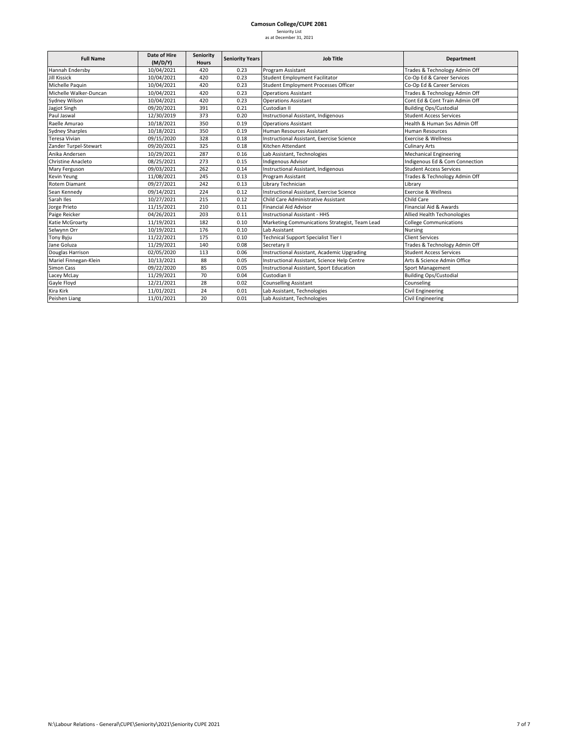**Camosun College/CUPE 2081**
Seniority List
as at December 31, 2021

| Full Name | Date of Hire (M/D/Y) | Seniority Hours | Seniority Years | Job Title | Department |
|---|---|---|---|---|---|
| Hannah Endersby | 10/04/2021 | 420 | 0.23 | Program Assistant | Trades & Technology Admin Off |
| Jill Kissick | 10/04/2021 | 420 | 0.23 | Student Employment Facilitator | Co-Op Ed & Career Services |
| Michelle Paquin | 10/04/2021 | 420 | 0.23 | Student Employment Processes Officer | Co-Op Ed & Career Services |
| Michelle Walker-Duncan | 10/04/2021 | 420 | 0.23 | Operations Assistant | Trades & Technology Admin Off |
| Sydney Wilson | 10/04/2021 | 420 | 0.23 | Operations Assistant | Cont Ed & Cont Train Admin Off |
| Jagjot Singh | 09/20/2021 | 391 | 0.21 | Custodian II | Building Ops/Custodial |
| Paul Jaswal | 12/30/2019 | 373 | 0.20 | Instructional Assistant, Indigenous | Student Access Services |
| Raelle Amurao | 10/18/2021 | 350 | 0.19 | Operations Assistant | Health & Human Svs Admin Off |
| Sydney Sharples | 10/18/2021 | 350 | 0.19 | Human Resources Assistant | Human Resources |
| Teresa Vivian | 09/15/2020 | 328 | 0.18 | Instructional Assistant, Exercise Science | Exercise & Wellness |
| Zander Turpel-Stewart | 09/20/2021 | 325 | 0.18 | Kitchen Attendant | Culinary Arts |
| Anika Andersen | 10/29/2021 | 287 | 0.16 | Lab Assistant, Technologies | Mechanical Engineering |
| Christine Anacleto | 08/25/2021 | 273 | 0.15 | Indigenous Advisor | Indigenous Ed & Com Connection |
| Mary Ferguson | 09/03/2021 | 262 | 0.14 | Instructional Assistant, Indigenous | Student Access Services |
| Kevin Yeung | 11/08/2021 | 245 | 0.13 | Program Assistant | Trades & Technology Admin Off |
| Rotem Diamant | 09/27/2021 | 242 | 0.13 | Library Technician | Library |
| Sean Kennedy | 09/14/2021 | 224 | 0.12 | Instructional Assistant, Exercise Science | Exercise & Wellness |
| Sarah Iles | 10/27/2021 | 215 | 0.12 | Child Care Administrative Assistant | Child Care |
| Jorge Prieto | 11/15/2021 | 210 | 0.11 | Financial Aid Advisor | Financial Aid & Awards |
| Paige Reicker | 04/26/2021 | 203 | 0.11 | Instructional Assistant - HHS | Allied Health Techonologies |
| Katie McGroarty | 11/19/2021 | 182 | 0.10 | Marketing Communications Strategist, Team Lead | College Communications |
| Selwynn Orr | 10/19/2021 | 176 | 0.10 | Lab Assistant | Nursing |
| Tony Byju | 11/22/2021 | 175 | 0.10 | Technical Support Specialist Tier I | Client Services |
| Jane Goluza | 11/29/2021 | 140 | 0.08 | Secretary II | Trades & Technology Admin Off |
| Douglas Harrison | 02/05/2020 | 113 | 0.06 | Instructional Assistant, Academic Upgrading | Student Access Services |
| Mariel Finnegan-Klein | 10/13/2021 | 88 | 0.05 | Instructional Assistant, Science Help Centre | Arts & Science Admin Office |
| Simon Cass | 09/22/2020 | 85 | 0.05 | Instructional Assistant, Sport Education | Sport Management |
| Lacey McLay | 11/29/2021 | 70 | 0.04 | Custodian II | Building Ops/Custodial |
| Gayle Floyd | 12/21/2021 | 28 | 0.02 | Counselling Assistant | Counseling |
| Kira Kirk | 11/01/2021 | 24 | 0.01 | Lab Assistant, Technologies | Civil Engineering |
| Peishen Liang | 11/01/2021 | 20 | 0.01 | Lab Assistant, Technologies | Civil Engineering |

N:\Labour Relations - General\CUPE\Seniority\2021\Seniority CUPE 2021